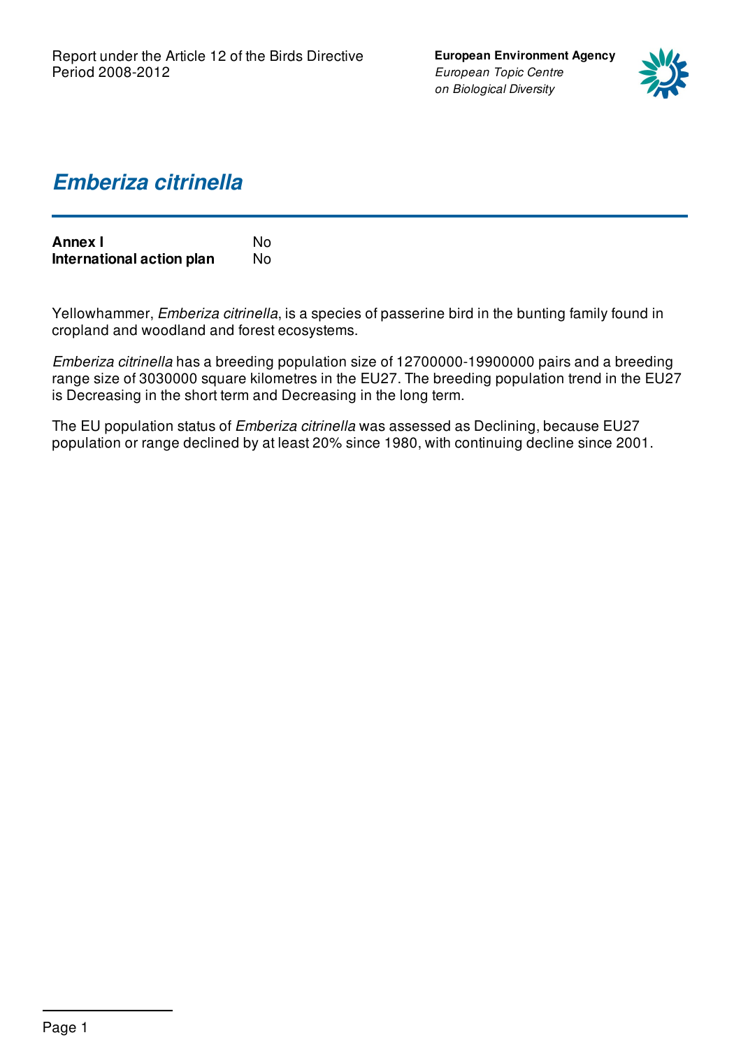Report under the Article 12 of the Birds Directive
Period 2008-2012

**European Environment Agency**
*European Topic Centre on Biological Diversity*

# *Emberiza citrinella*

| | |
|---|---|
| **Annex I** | No |
| **International action plan** | No |

Yellowhammer, *Emberiza citrinella*, is a species of passerine bird in the bunting family found in cropland and woodland and forest ecosystems.

*Emberiza citrinella* has a breeding population size of 12700000-19900000 pairs and a breeding range size of 3030000 square kilometres in the EU27. The breeding population trend in the EU27 is Decreasing in the short term and Decreasing in the long term.

The EU population status of *Emberiza citrinella* was assessed as Declining, because EU27 population or range declined by at least 20% since 1980, with continuing decline since 2001.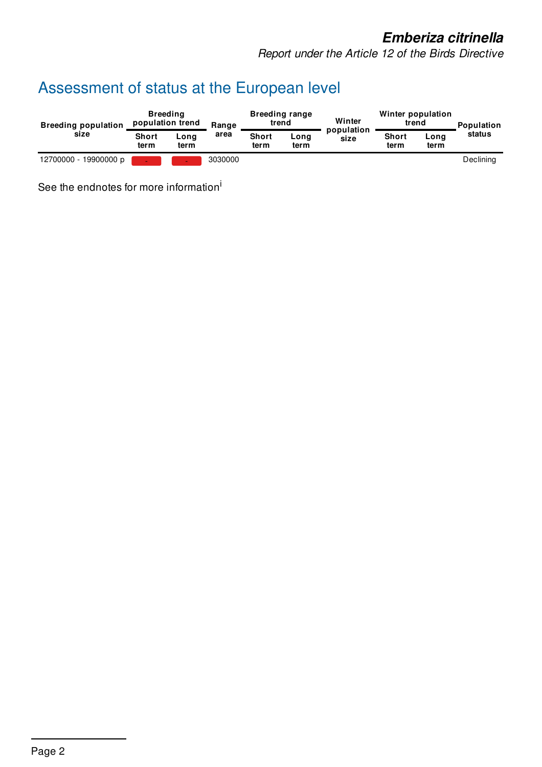## Assessment of status at the European level

| Breeding population size | Breeding population trend | | Range area | Breeding range trend | | Winter population size | Winter population trend | | Population status |
|---|---|---|---|---|---|---|---|---|---|
| | Short term | Long term | | Short term | Long term | | Short term | Long term | |
| 12700000 - 19900000 p | - | - | 3030000 | | | | | | Declining |

See the endnotes for more information[i]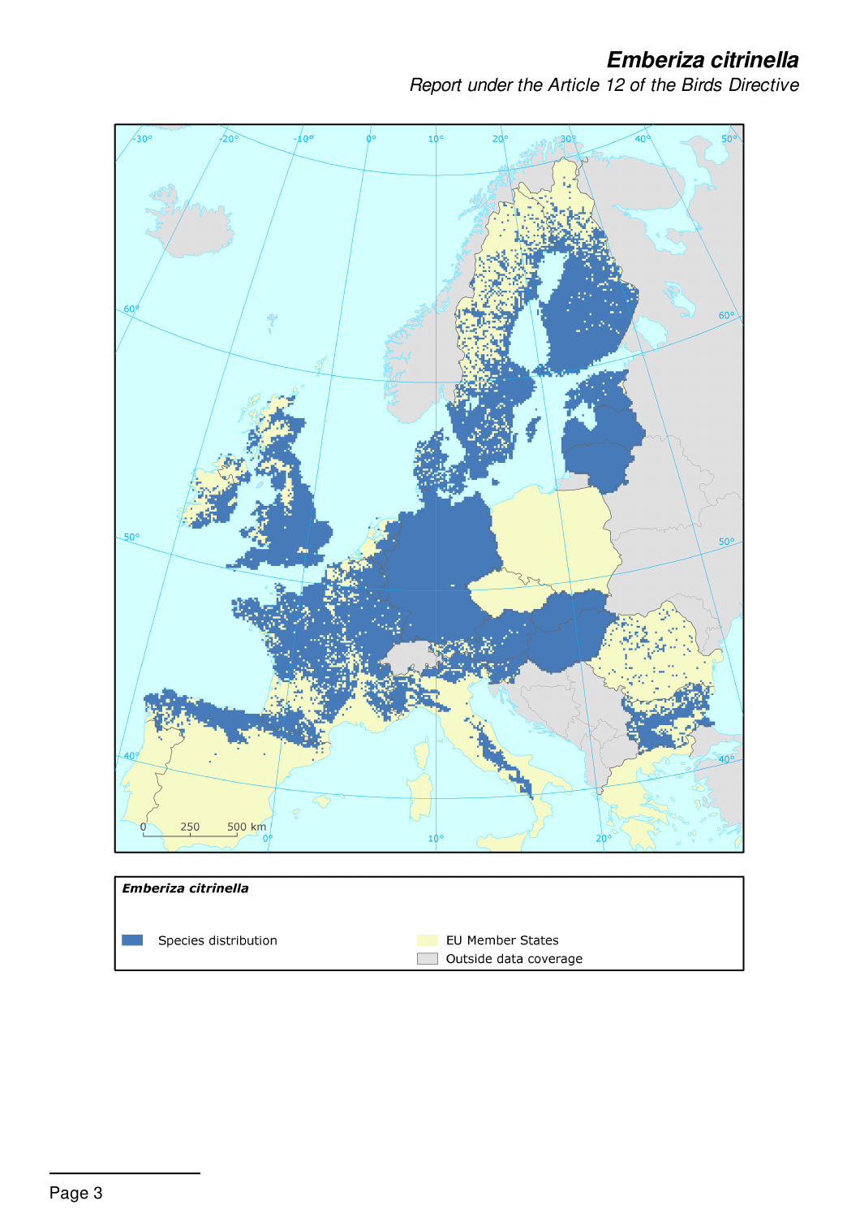# *Emberiza citrinella*

*Report under the Article 12 of the Birds Directive*

***Emberiza citrinella***

Species distribution

EU Member States

Outside data coverage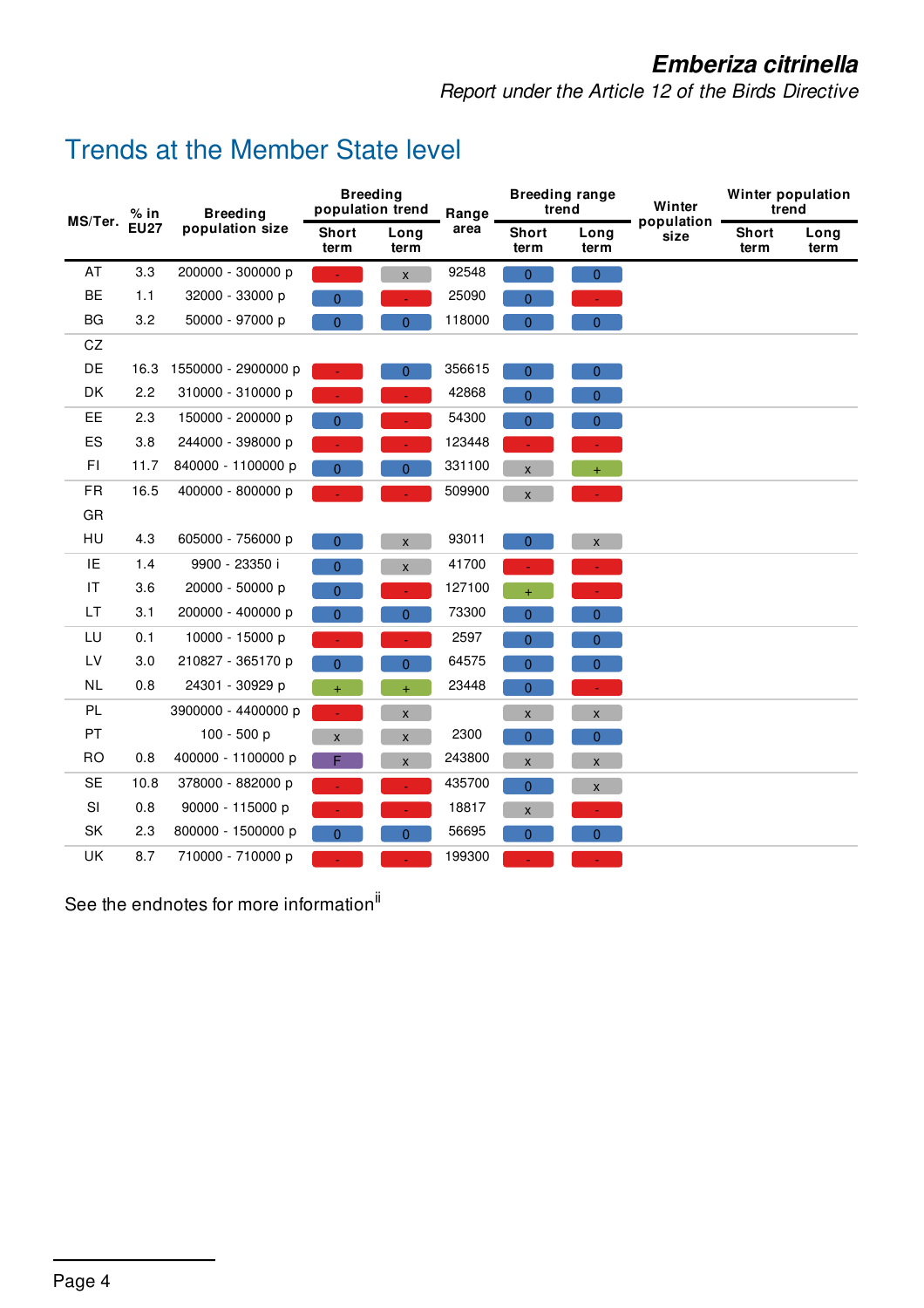## Trends at the Member State level

| MS/Ter. | % in EU27 | Breeding population size | Breeding population trend | | Range area | Breeding range trend | | Winter population size | Winter population trend | |
|---|---|---|---|---|---|---|---|---|---|---|
| | | | Short term | Long term | | Short term | Long term | | Short term | Long term |
| AT | 3.3 | 200000 - 300000 p | - | x | 92548 | 0 | 0 | | | |
| BE | 1.1 | 32000 - 33000 p | 0 | - | 25090 | 0 | - | | | |
| BG | 3.2 | 50000 - 97000 p | 0 | 0 | 118000 | 0 | 0 | | | |
| CZ | | | | | | | | | | |
| DE | 16.3 | 1550000 - 2900000 p | - | 0 | 356615 | 0 | 0 | | | |
| DK | 2.2 | 310000 - 310000 p | - | - | 42868 | 0 | 0 | | | |
| EE | 2.3 | 150000 - 200000 p | 0 | - | 54300 | 0 | 0 | | | |
| ES | 3.8 | 244000 - 398000 p | - | - | 123448 | - | - | | | |
| FI | 11.7 | 840000 - 1100000 p | 0 | 0 | 331100 | x | + | | | |
| FR | 16.5 | 400000 - 800000 p | - | - | 509900 | x | - | | | |
| GR | | | | | | | | | | |
| HU | 4.3 | 605000 - 756000 p | 0 | x | 93011 | 0 | x | | | |
| IE | 1.4 | 9900 - 23350 i | 0 | x | 41700 | - | - | | | |
| IT | 3.6 | 20000 - 50000 p | 0 | - | 127100 | + | - | | | |
| LT | 3.1 | 200000 - 400000 p | 0 | 0 | 73300 | 0 | 0 | | | |
| LU | 0.1 | 10000 - 15000 p | - | - | 2597 | 0 | 0 | | | |
| LV | 3.0 | 210827 - 365170 p | 0 | 0 | 64575 | 0 | 0 | | | |
| NL | 0.8 | 24301 - 30929 p | + | + | 23448 | 0 | - | | | |
| PL | | 3900000 - 4400000 p | - | x | | x | x | | | |
| PT | | 100 - 500 p | x | x | 2300 | 0 | 0 | | | |
| RO | 0.8 | 400000 - 1100000 p | F | x | 243800 | x | x | | | |
| SE | 10.8 | 378000 - 882000 p | - | - | 435700 | 0 | x | | | |
| SI | 0.8 | 90000 - 115000 p | - | - | 18817 | x | - | | | |
| SK | 2.3 | 800000 - 1500000 p | 0 | 0 | 56695 | 0 | 0 | | | |
| UK | 8.7 | 710000 - 710000 p | - | - | 199300 | - | - | | | |

See the endnotes for more information[ii]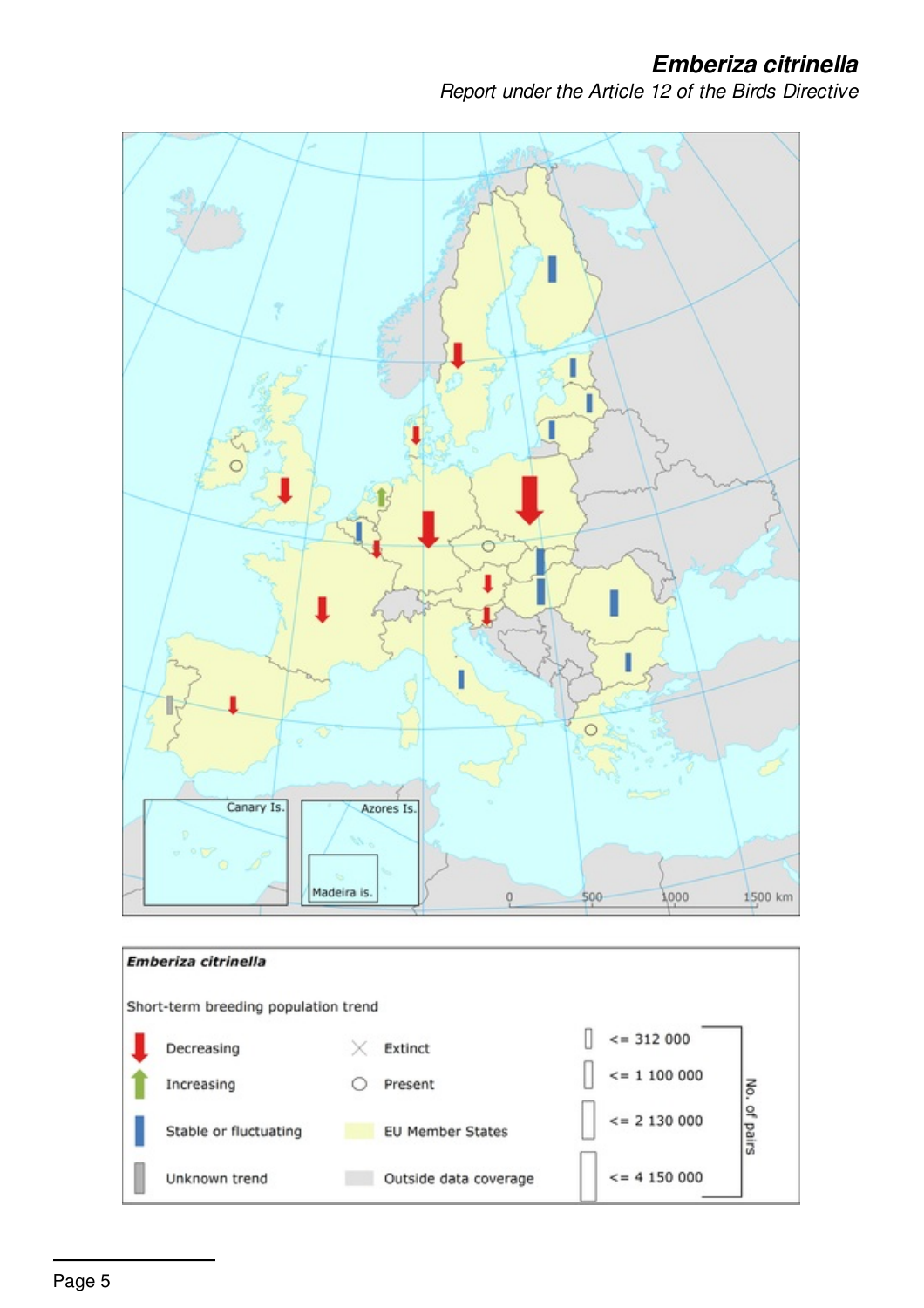Canary Is.

Azores Is.

Madeira Is.

0 500 1000 1500 km

**Emberiza citrinella**

Short-term breeding population trend

| | | | | | |
|---|---|---|---|---|---|
| Decreasing | Extinct | <= 312 000 | No. of pairs |
| Increasing | Present | <= 1 100 000 | |
| Stable or fluctuating | EU Member States | <= 2 130 000 | |
| Unknown trend | Outside data coverage | <= 4 150 000 | |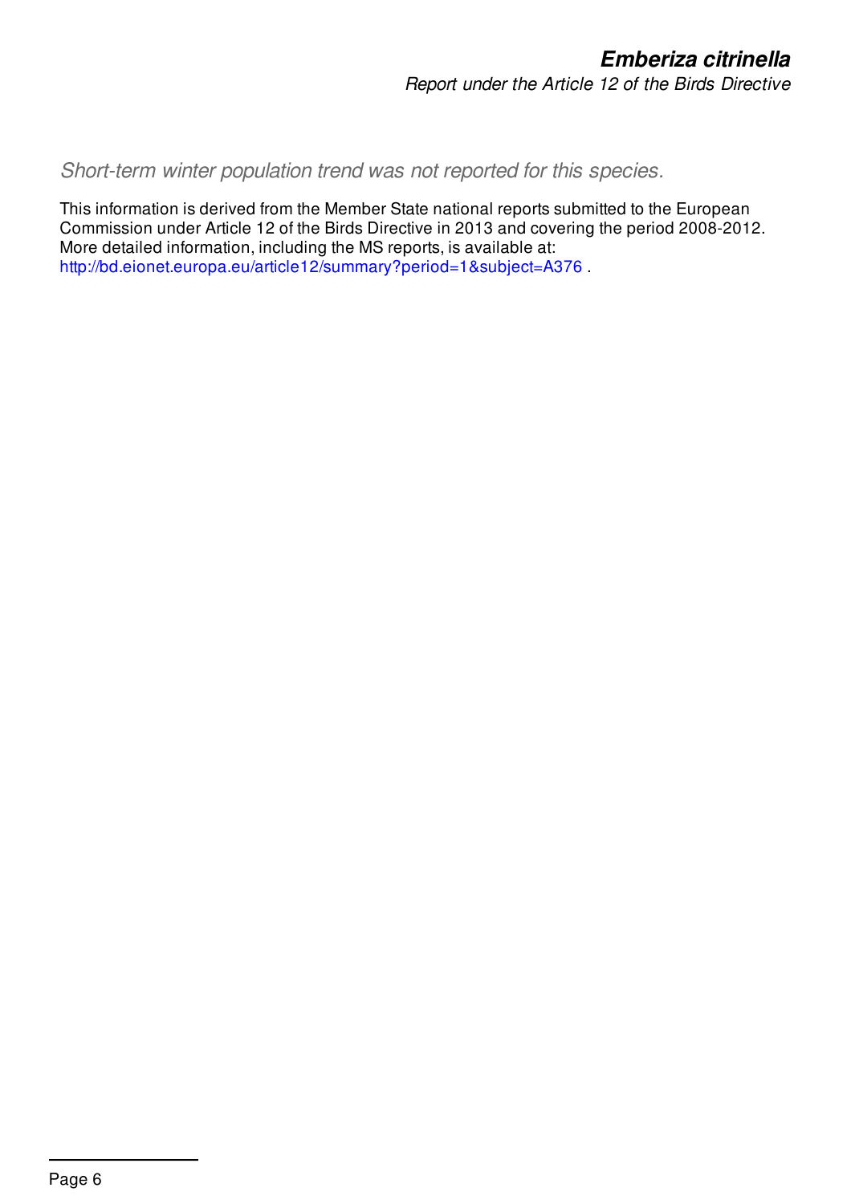*Short-term winter population trend was not reported for this species.*

This information is derived from the Member State national reports submitted to the European Commission under Article 12 of the Birds Directive in 2013 and covering the period 2008-2012. More detailed information, including the MS reports, is available at: http://bd.eionet.europa.eu/article12/summary?period=1&subject=A376 .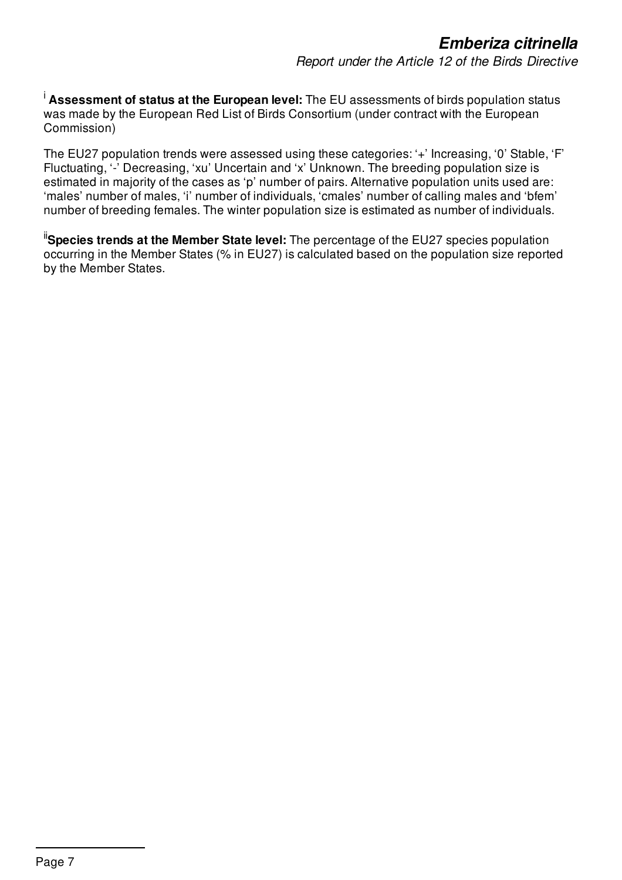[i] **Assessment of status at the European level:** The EU assessments of birds population status was made by the European Red List of Birds Consortium (under contract with the European Commission)

The EU27 population trends were assessed using these categories: '+' Increasing, '0' Stable, 'F' Fluctuating, '-' Decreasing, 'xu' Uncertain and 'x' Unknown. The breeding population size is estimated in majority of the cases as 'p' number of pairs. Alternative population units used are: 'males' number of males, 'i' number of individuals, 'cmales' number of calling males and 'bfem' number of breeding females. The winter population size is estimated as number of individuals.

[ii] **Species trends at the Member State level:** The percentage of the EU27 species population occurring in the Member States (% in EU27) is calculated based on the population size reported by the Member States.